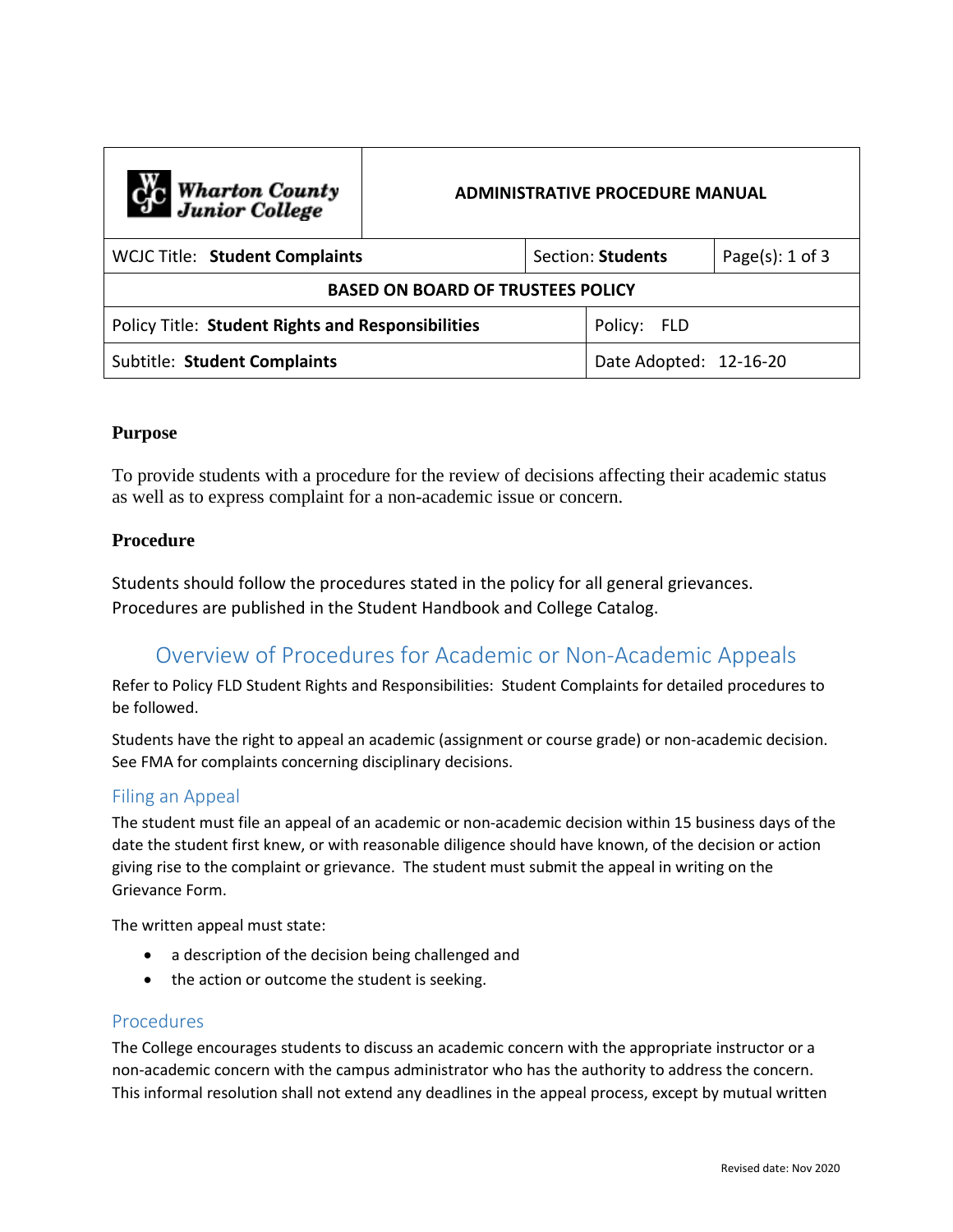| Wharton County Junior College | ADMINISTRATIVE PROCEDURE MANUAL | |
|---|---|---|
| WCJC Title: **Student Complaints** | Section: **Students** | Page(s): 1 of 3 |
| **BASED ON BOARD OF TRUSTEES POLICY** | | |
| Policy Title: **Student Rights and Responsibilities** | Policy: FLD | |
| Subtitle: **Student Complaints** | Date Adopted: 12-16-20 | |

**Purpose**

To provide students with a procedure for the review of decisions affecting their academic status as well as to express complaint for a non-academic issue or concern.

**Procedure**

Students should follow the procedures stated in the policy for all general grievances. Procedures are published in the Student Handbook and College Catalog.

## Overview of Procedures for Academic or Non-Academic Appeals

Refer to Policy FLD Student Rights and Responsibilities: Student Complaints for detailed procedures to be followed.

Students have the right to appeal an academic (assignment or course grade) or non-academic decision. See FMA for complaints concerning disciplinary decisions.

### Filing an Appeal

The student must file an appeal of an academic or non-academic decision within 15 business days of the date the student first knew, or with reasonable diligence should have known, of the decision or action giving rise to the complaint or grievance. The student must submit the appeal in writing on the Grievance Form.

The written appeal must state:

- a description of the decision being challenged and
- the action or outcome the student is seeking.

### Procedures

The College encourages students to discuss an academic concern with the appropriate instructor or a non-academic concern with the campus administrator who has the authority to address the concern. This informal resolution shall not extend any deadlines in the appeal process, except by mutual written

Revised date: Nov 2020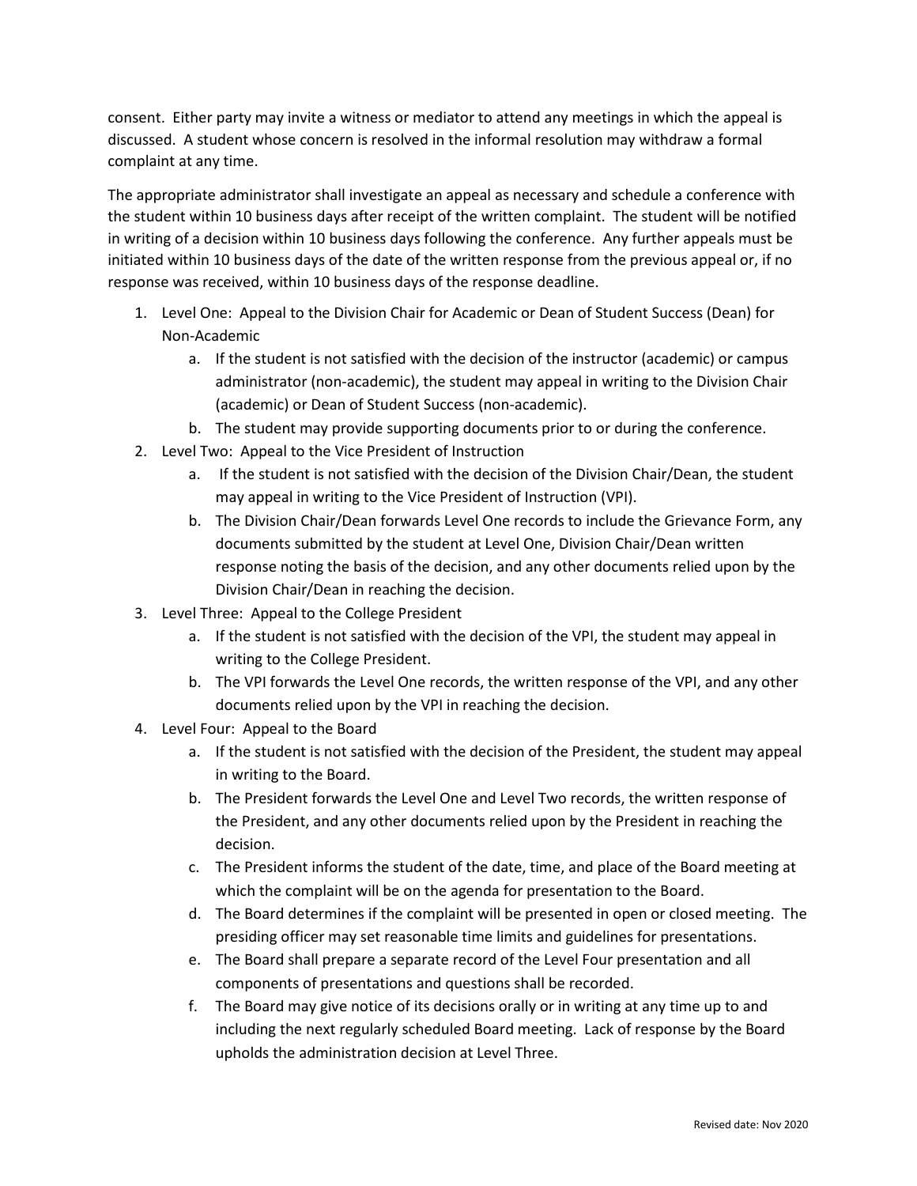consent. Either party may invite a witness or mediator to attend any meetings in which the appeal is discussed. A student whose concern is resolved in the informal resolution may withdraw a formal complaint at any time.

The appropriate administrator shall investigate an appeal as necessary and schedule a conference with the student within 10 business days after receipt of the written complaint. The student will be notified in writing of a decision within 10 business days following the conference. Any further appeals must be initiated within 10 business days of the date of the written response from the previous appeal or, if no response was received, within 10 business days of the response deadline.

1. Level One: Appeal to the Division Chair for Academic or Dean of Student Success (Dean) for Non-Academic
    a. If the student is not satisfied with the decision of the instructor (academic) or campus administrator (non-academic), the student may appeal in writing to the Division Chair (academic) or Dean of Student Success (non-academic).
    b. The student may provide supporting documents prior to or during the conference.
2. Level Two: Appeal to the Vice President of Instruction
    a. If the student is not satisfied with the decision of the Division Chair/Dean, the student may appeal in writing to the Vice President of Instruction (VPI).
    b. The Division Chair/Dean forwards Level One records to include the Grievance Form, any documents submitted by the student at Level One, Division Chair/Dean written response noting the basis of the decision, and any other documents relied upon by the Division Chair/Dean in reaching the decision.
3. Level Three: Appeal to the College President
    a. If the student is not satisfied with the decision of the VPI, the student may appeal in writing to the College President.
    b. The VPI forwards the Level One records, the written response of the VPI, and any other documents relied upon by the VPI in reaching the decision.
4. Level Four: Appeal to the Board
    a. If the student is not satisfied with the decision of the President, the student may appeal in writing to the Board.
    b. The President forwards the Level One and Level Two records, the written response of the President, and any other documents relied upon by the President in reaching the decision.
    c. The President informs the student of the date, time, and place of the Board meeting at which the complaint will be on the agenda for presentation to the Board.
    d. The Board determines if the complaint will be presented in open or closed meeting. The presiding officer may set reasonable time limits and guidelines for presentations.
    e. The Board shall prepare a separate record of the Level Four presentation and all components of presentations and questions shall be recorded.
    f. The Board may give notice of its decisions orally or in writing at any time up to and including the next regularly scheduled Board meeting. Lack of response by the Board upholds the administration decision at Level Three.

Revised date: Nov 2020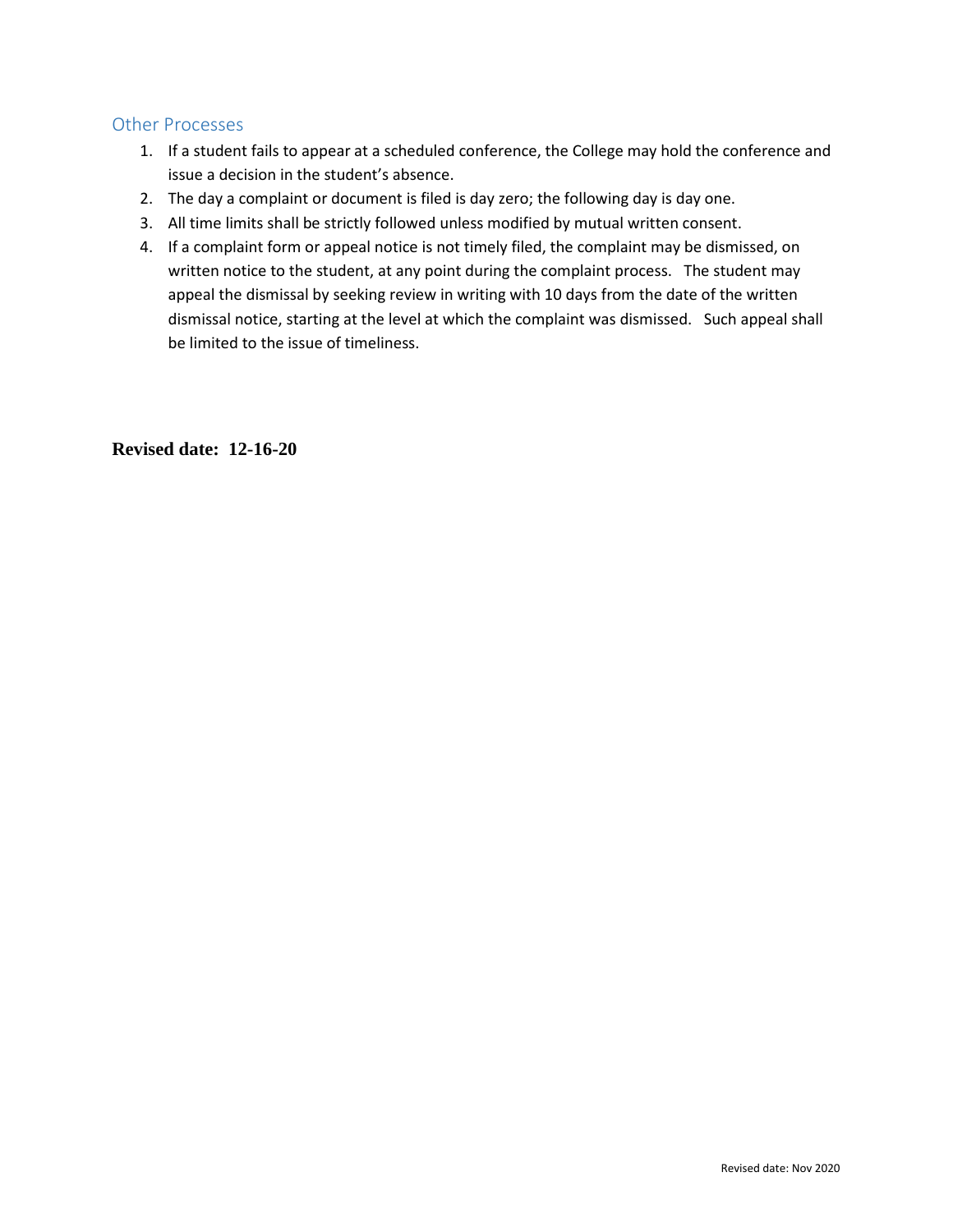## Other Processes

1. If a student fails to appear at a scheduled conference, the College may hold the conference and issue a decision in the student's absence.
2. The day a complaint or document is filed is day zero; the following day is day one.
3. All time limits shall be strictly followed unless modified by mutual written consent.
4. If a complaint form or appeal notice is not timely filed, the complaint may be dismissed, on written notice to the student, at any point during the complaint process. The student may appeal the dismissal by seeking review in writing with 10 days from the date of the written dismissal notice, starting at the level at which the complaint was dismissed. Such appeal shall be limited to the issue of timeliness.

**Revised date: 12-16-20**